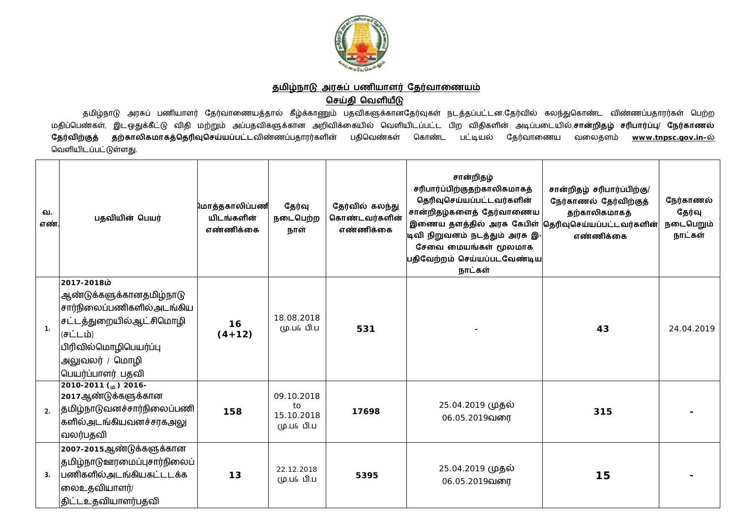## தமிழ்நாடு அரசுப் பணியாளர் தேர்வாணையம்

## செய்தி வெளியீடு

தமிழ்நாடு அரசுப் பணியாளர் தேர்வாணையத்தால் கீழ்க்காணும் பதவிகளுக்கானதேர்வுகள் நடத்தப்பட்டன.தேர்வில் கலந்துகொண்ட விண்ணப்பதாரர்கள் பெற்ற மதிப்பெண்கள், இடஒதுக்கீட்டு விதி மற்றும் அப்பதவிகளுக்கான அறிவிக்கையில் வெளியிடப்பட்ட பிற விதிகளின் அடிப்படையில்,**சான்றிதழ் சரிபார்ப்பு/ நேர்காணல் தேர்விற்குத் தற்காலிகமாகத்தெரிவுசெய்யப்பட்ட**விண்ணப்பதாரர்களின் பதிவெண்கள் கொண்ட பட்டியல் தேர்வாணைய வலைதளம் **www.tnpsc.gov.in**-ல் வெளியிடப்பட்டுள்ளது.

| வ. எண். | பதவியின் பெயர் | மொத்தகாலிப்பணியிடங்களின் எண்ணிக்கை | தேர்வு நடைபெற்ற நாள் | தேர்வில் கலந்து கொண்டவர்களின் எண்ணிக்கை | சான்றிதழ் சரிபார்ப்பிற்குதற்காலிகமாகத் தெரிவுசெய்யப்பட்டவர்களின் சான்றிதழ்களைத் தேர்வாணைய இணைய தளத்தில் அரசு கேபிள் டிவி நிறுவனம் நடத்தும் அரசு இ-சேவை மையங்கள் மூலமாக பதிவேற்றம் செய்யப்படவேண்டிய நாட்கள் | சான்றிதழ் சரிபார்ப்பிற்கு/ நேர்காணல் தேர்விற்குத் தற்காலிகமாகத் தெரிவுசெய்யப்பட்டவர்களின் எண்ணிக்கை | நேர்காணல் தேர்வு நடைபெறும் நாட்கள் |
|---|---|---|---|---|---|---|---|
| 1. | **2017-2018ம்** ஆண்டுகளுக்கானதமிழ்நாடு சார்நிலைப்பணிகளில்அடங்கிய சட்டத்துறையில்ஆட்சிமொழி (சட்டம்) பிரிவில்மொழிபெயர்ப்பு அலுவலர் / மொழி பெயர்ப்பாளர் பதவி | **16 (4+12)** | 18.08.2018 மு.ப& பி.ப | **531** | - | **43** | 24.04.2019 |
| 2. | **2010-2011 (ம) 2016-2017**ஆண்டுகளுக்கான தமிழ்நாடுவனச்சார்நிலைப்பணிகளில்அடங்கியவனச்சரகஅலுவலர்பதவி | **158** | 09.10.2018 to 15.10.2018 மு.ப& பி.ப | **17698** | 25.04.2019 முதல் 06.05.2019வரை | **315** | - |
| 3. | **2007-2015**ஆண்டுகளுக்கான தமிழ்நாடுஊரமைப்புசார்நிலைப்பணிகளில்அடங்கியகட்டடக்கலைஉதவியாளர்/ திட்டஉதவியாளர்பதவி | **13** | 22.12.2018 மு.ப& பி.ப | **5395** | 25.04.2019 முதல் 06.05.2019வரை | **15** | - |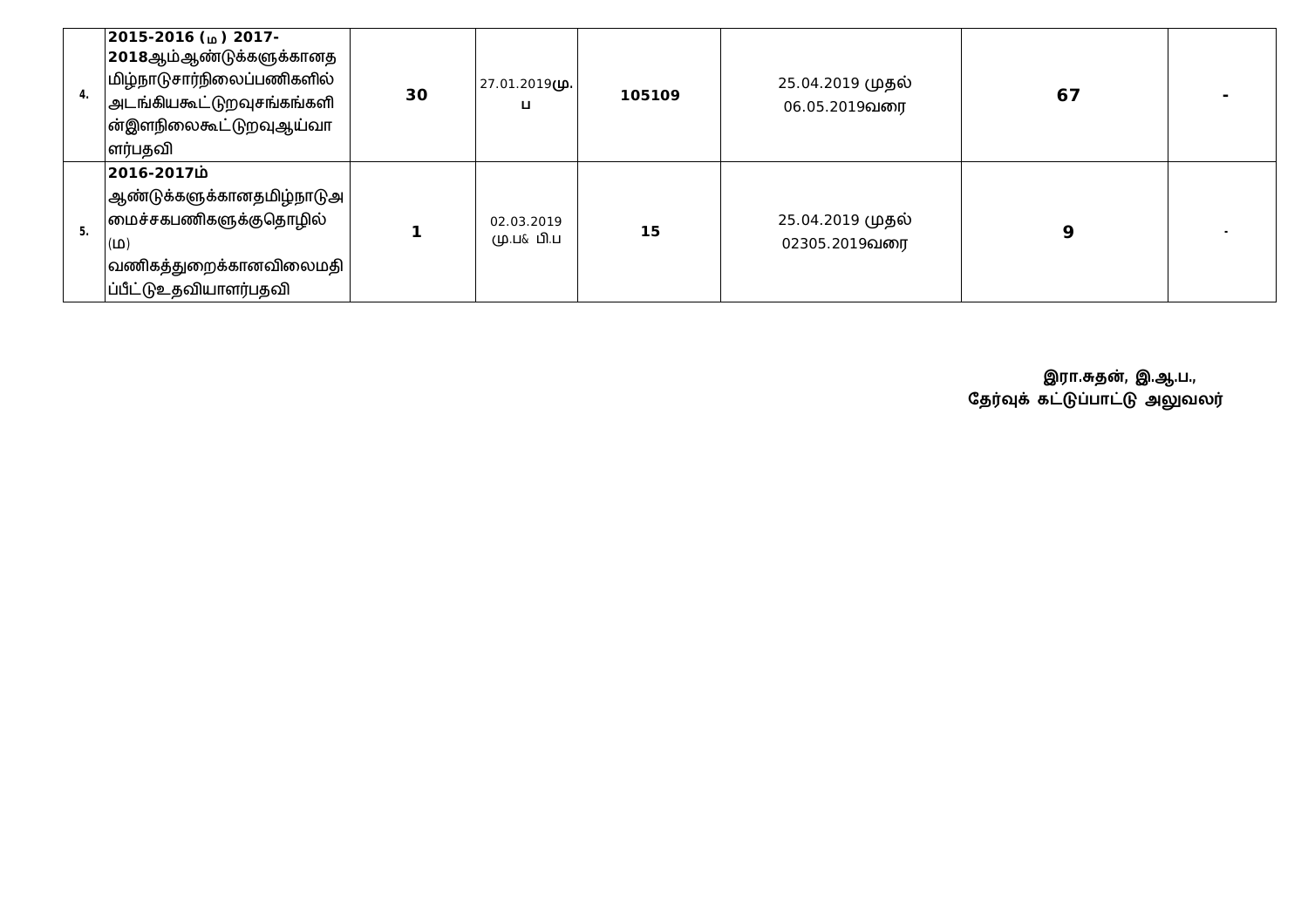| 4. | 2015-2016 (ம ) 2017-2018ஆம்ஆண்டுக்களுக்கானதமிழ்நாடுசார்நிலைப்பணிகளில்அடங்கியகூட்டுறவுசங்கங்களின்இளநிலைகூட்டுறவுஆய்வாளர்பதவி | 30 | 27.01.2019மு.ப | 105109 | 25.04.2019 முதல் 06.05.2019வரை | 67 | - |
|---|---|---|---|---|---|---|---|
| 5. | 2016-2017ம் ஆண்டுக்களுக்கானதமிழ்நாடுஅமைச்சகபணிகளுக்குதொழில் (ம) வணிகத்துறைக்கானவிலைமதிப்பீட்டுஉதவியாளர்பதவி | 1 | 02.03.2019 மு.ப& பி.ப | 15 | 25.04.2019 முதல் 02305.2019வரை | 9 | - |

**இரா.சுதன், இ.ஆ.ப.,**
**தேர்வுக் கட்டுப்பாட்டு அலுவலர்**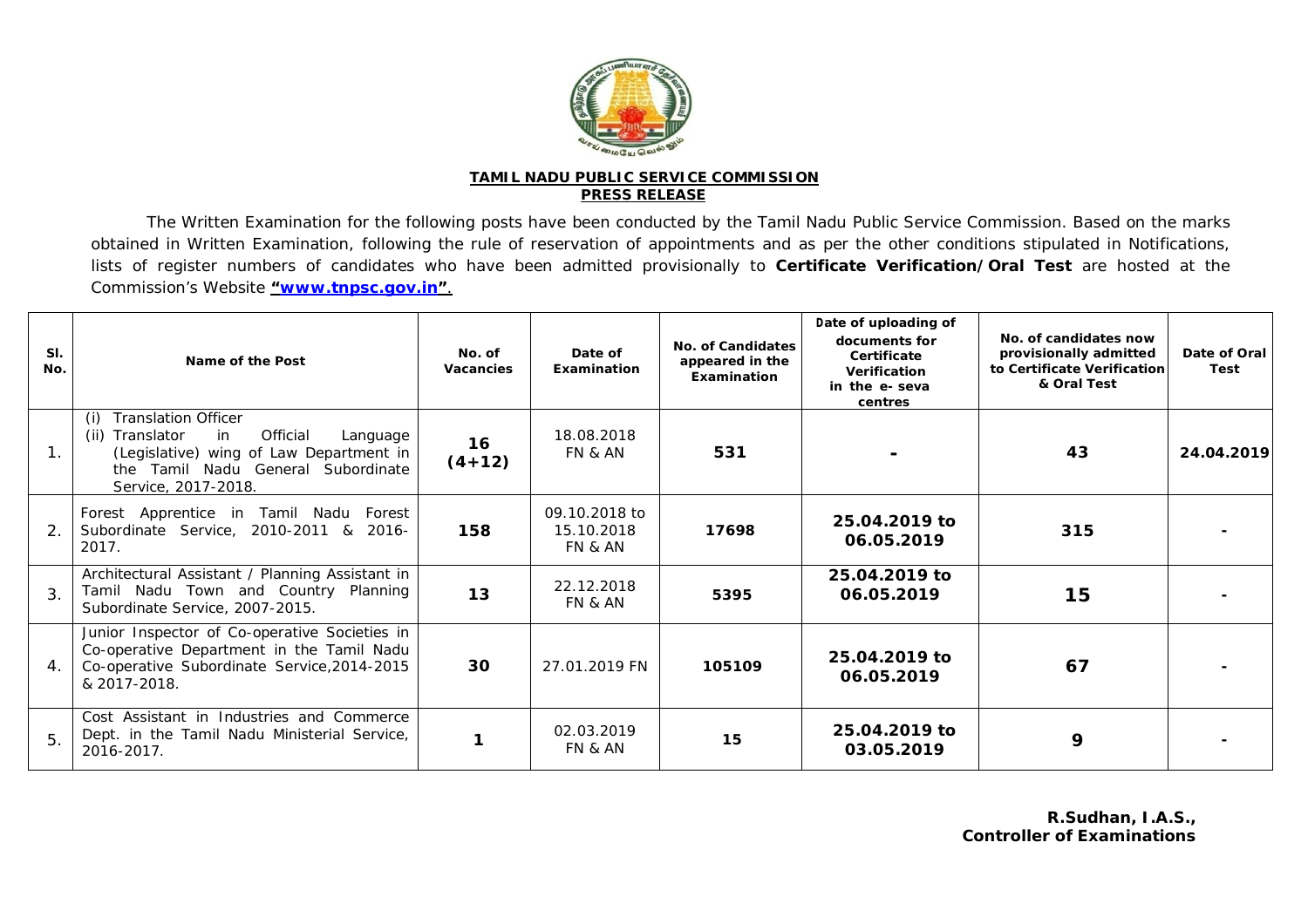**TAMIL NADU PUBLIC SERVICE COMMISSION**
**PRESS RELEASE**

The Written Examination for the following posts have been conducted by the Tamil Nadu Public Service Commission. Based on the marks obtained in Written Examination, following the rule of reservation of appointments and as per the other conditions stipulated in Notifications, lists of register numbers of candidates who have been admitted provisionally to **Certificate Verification/Oral Test** are hosted at the Commission's Website **"www.tnpsc.gov.in"**.

| Sl. No. | Name of the Post | No. of Vacancies | Date of Examination | No. of Candidates appeared in the Examination | Date of uploading of documents for Certificate Verification in the e- seva centres | No. of candidates now provisionally admitted to Certificate Verification & Oral Test | Date of Oral Test |
|---|---|---|---|---|---|---|---|
| 1. | (i) Translation Officer (ii) Translator in Official Language (Legislative) wing of Law Department in the Tamil Nadu General Subordinate Service, 2017-2018. | **16 (4+12)** | 18.08.2018 FN & AN | **531** | - | **43** | **24.04.2019** |
| 2. | Forest Apprentice in Tamil Nadu Forest Subordinate Service, 2010-2011 & 2016-2017. | **158** | 09.10.2018 to 15.10.2018 FN & AN | **17698** | **25.04.2019 to 06.05.2019** | **315** | - |
| 3. | Architectural Assistant / Planning Assistant in Tamil Nadu Town and Country Planning Subordinate Service, 2007-2015. | **13** | 22.12.2018 FN & AN | **5395** | **25.04.2019 to 06.05.2019** | **15** | - |
| 4. | Junior Inspector of Co-operative Societies in Co-operative Department in the Tamil Nadu Co-operative Subordinate Service,2014-2015 & 2017-2018. | **30** | 27.01.2019 FN | **105109** | **25.04.2019 to 06.05.2019** | **67** | - |
| 5. | Cost Assistant in Industries and Commerce Dept. in the Tamil Nadu Ministerial Service, 2016-2017. | **1** | 02.03.2019 FN & AN | **15** | **25.04.2019 to 03.05.2019** | **9** | - |

**R.Sudhan, I.A.S.,**
**Controller of Examinations**